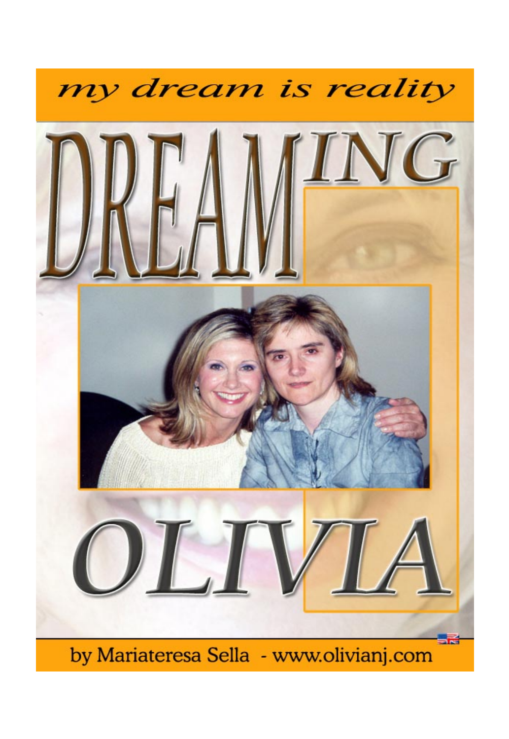*my dream is reality*

# DREAMING OLIVIA

by Mariateresa Sella - www.olivianj.com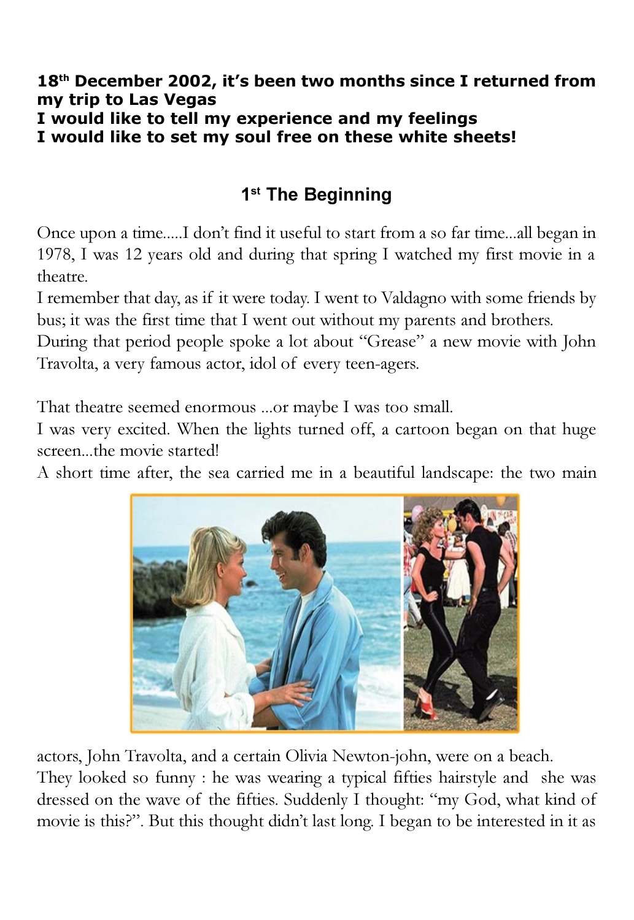**18th December 2002, it's been two months since I returned from my trip to Las Vegas**
**I would like to tell my experience and my feelings**
**I would like to set my soul free on these white sheets!**

## 1st The Beginning

Once upon a time.....I don't find it useful to start from a so far time...all began in 1978, I was 12 years old and during that spring I watched my first movie in a theatre.
I remember that day, as if it were today. I went to Valdagno with some friends by bus; it was the first time that I went out without my parents and brothers.
During that period people spoke a lot about "Grease" a new movie with John Travolta, a very famous actor, idol of every teen-agers.

That theatre seemed enormous ...or maybe I was too small.
I was very excited. When the lights turned off, a cartoon began on that huge screen...the movie started!
A short time after, the sea carried me in a beautiful landscape: the two main actors, John Travolta, and a certain Olivia Newton-john, were on a beach.
They looked so funny : he was wearing a typical fifties hairstyle and she was dressed on the wave of the fifties. Suddenly I thought: "my God, what kind of movie is this?". But this thought didn't last long. I began to be interested in it as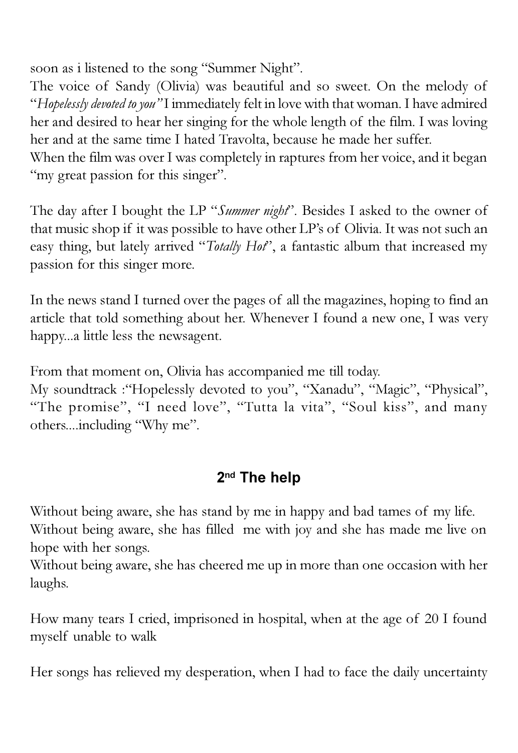soon as i listened to the song "Summer Night".
The voice of Sandy (Olivia) was beautiful and so sweet. On the melody of "*Hopelessly devoted to you"* I immediately felt in love with that woman. I have admired her and desired to hear her singing for the whole length of the film. I was loving her and at the same time I hated Travolta, because he made her suffer.
When the film was over I was completely in raptures from her voice, and it began "my great passion for this singer".

The day after I bought the LP "*Summer night*". Besides I asked to the owner of that music shop if it was possible to have other LP's of Olivia. It was not such an easy thing, but lately arrived "*Totally Hot*", a fantastic album that increased my passion for this singer more.

In the news stand I turned over the pages of all the magazines, hoping to find an article that told something about her. Whenever I found a new one, I was very happy...a little less the newsagent.

From that moment on, Olivia has accompanied me till today.
My soundtrack :"Hopelessly devoted to you", "Xanadu", "Magic", "Physical", "The promise", "I need love", "Tutta la vita", "Soul kiss", and many others....including "Why me".

## 2nd The help

Without being aware, she has stand by me in happy and bad tames of my life.
Without being aware, she has filled me with joy and she has made me live on hope with her songs.
Without being aware, she has cheered me up in more than one occasion with her laughs.

How many tears I cried, imprisoned in hospital, when at the age of 20 I found myself unable to walk

Her songs has relieved my desperation, when I had to face the daily uncertainty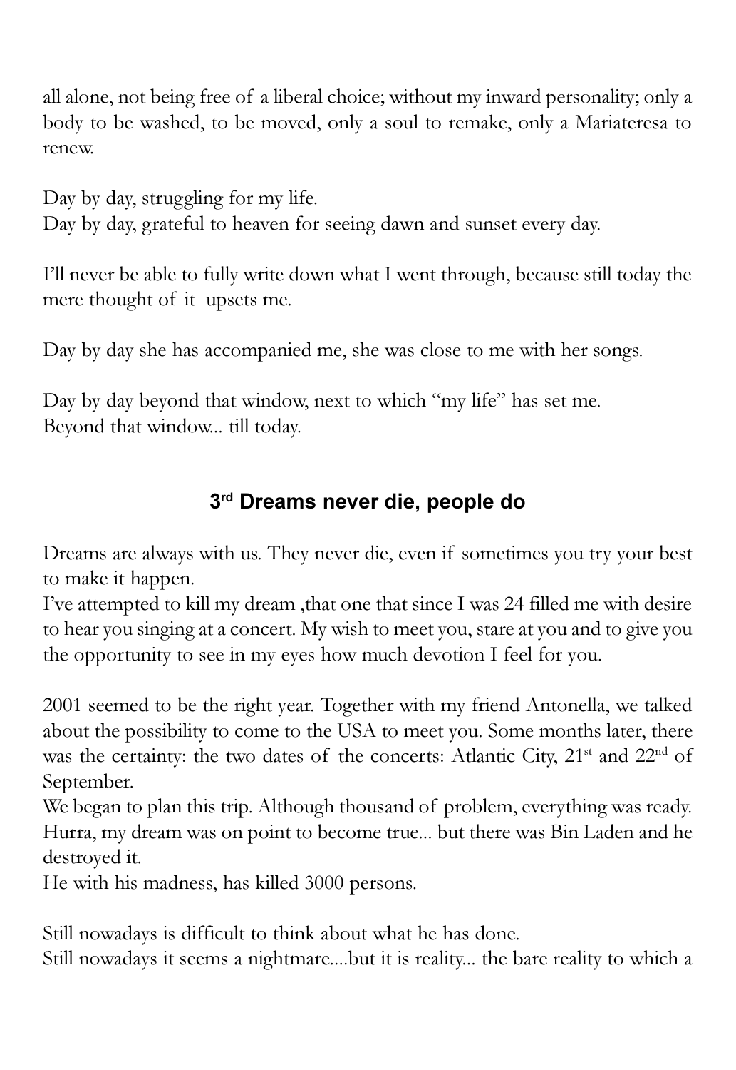all alone, not being free of a liberal choice; without my inward personality; only a body to be washed, to be moved, only a soul to remake, only a Mariateresa to renew.

Day by day, struggling for my life.
Day by day, grateful to heaven for seeing dawn and sunset every day.

I'll never be able to fully write down what I went through, because still today the mere thought of it upsets me.

Day by day she has accompanied me, she was close to me with her songs.

Day by day beyond that window, next to which "my life" has set me.
Beyond that window... till today.

## 3rd Dreams never die, people do

Dreams are always with us. They never die, even if sometimes you try your best to make it happen.
I've attempted to kill my dream ,that one that since I was 24 filled me with desire to hear you singing at a concert. My wish to meet you, stare at you and to give you the opportunity to see in my eyes how much devotion I feel for you.

2001 seemed to be the right year. Together with my friend Antonella, we talked about the possibility to come to the USA to meet you. Some months later, there was the certainty: the two dates of the concerts: Atlantic City, 21st and 22nd of September.
We began to plan this trip. Although thousand of problem, everything was ready. Hurra, my dream was on point to become true... but there was Bin Laden and he destroyed it.
He with his madness, has killed 3000 persons.

Still nowadays is difficult to think about what he has done.
Still nowadays it seems a nightmare....but it is reality... the bare reality to which a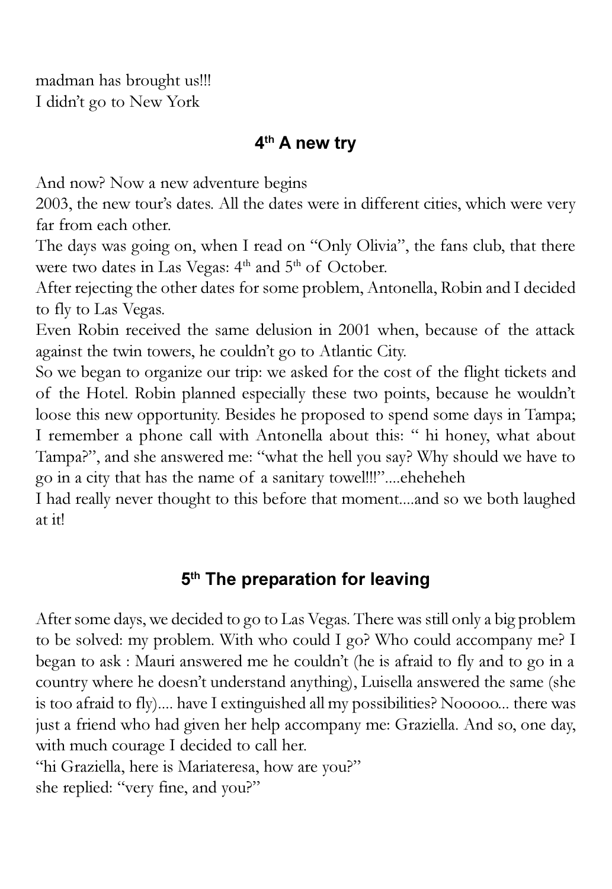madman has brought us!!!
I didn't go to New York

## 4th A new try

And now? Now a new adventure begins
2003, the new tour's dates. All the dates were in different cities, which were very far from each other.
The days was going on, when I read on "Only Olivia", the fans club, that there were two dates in Las Vegas: 4th and 5th of October.
After rejecting the other dates for some problem, Antonella, Robin and I decided to fly to Las Vegas.
Even Robin received the same delusion in 2001 when, because of the attack against the twin towers, he couldn't go to Atlantic City.
So we began to organize our trip: we asked for the cost of the flight tickets and of the Hotel. Robin planned especially these two points, because he wouldn't loose this new opportunity. Besides he proposed to spend some days in Tampa; I remember a phone call with Antonella about this: " hi honey, what about Tampa?", and she answered me: "what the hell you say? Why should we have to go in a city that has the name of a sanitary towel!!!"....eheheheh
I had really never thought to this before that moment....and so we both laughed at it!

## 5th The preparation for leaving

After some days, we decided to go to Las Vegas. There was still only a big problem to be solved: my problem. With who could I go? Who could accompany me? I began to ask : Mauri answered me he couldn't (he is afraid to fly and to go in a country where he doesn't understand anything), Luisella answered the same (she is too afraid to fly).... have I extinguished all my possibilities? Nooooo... there was just a friend who had given her help accompany me: Graziella. And so, one day, with much courage I decided to call her.
"hi Graziella, here is Mariateresa, how are you?"
she replied: "very fine, and you?"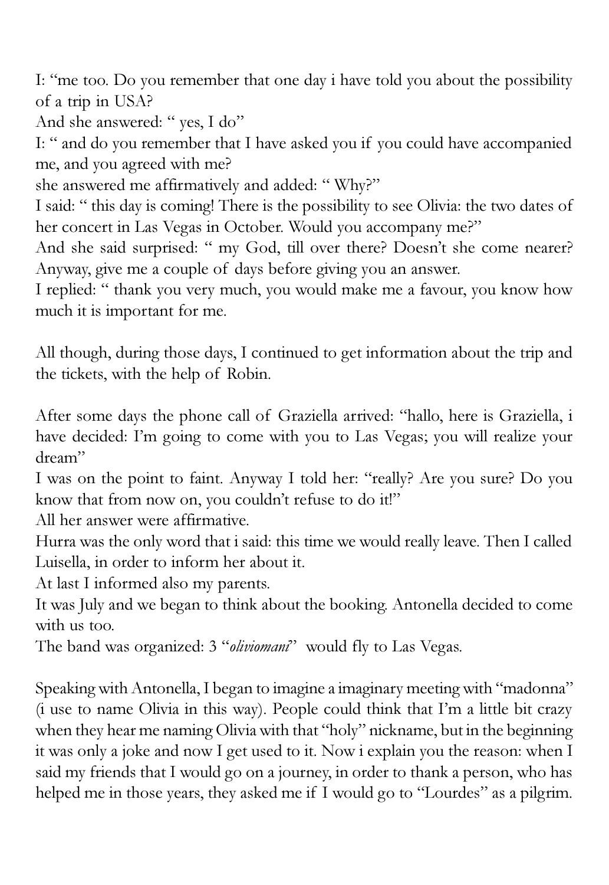I: “me too. Do you remember that one day i have told you about the possibility of a trip in USA?

And she answered: “ yes, I do”

I: “ and do you remember that I have asked you if you could have accompanied me, and you agreed with me?

she answered me affirmatively and added: “ Why?”

I said: “ this day is coming! There is the possibility to see Olivia: the two dates of her concert in Las Vegas in October. Would you accompany me?”

And she said surprised: “ my God, till over there? Doesn’t she come nearer? Anyway, give me a couple of days before giving you an answer.

I replied: “ thank you very much, you would make me a favour, you know how much it is important for me.

All though, during those days, I continued to get information about the trip and the tickets, with the help of Robin.

After some days the phone call of Graziella arrived: “hallo, here is Graziella, i have decided: I’m going to come with you to Las Vegas; you will realize your dream”

I was on the point to faint. Anyway I told her: “really? Are you sure? Do you know that from now on, you couldn’t refuse to do it!”

All her answer were affirmative.

Hurra was the only word that i said: this time we would really leave. Then I called Luisella, in order to inform her about it.

At last I informed also my parents.

It was July and we began to think about the booking. Antonella decided to come with us too.

The band was organized: 3 “*oliviomani*” would fly to Las Vegas.

Speaking with Antonella, I began to imagine a imaginary meeting with “madonna” (i use to name Olivia in this way). People could think that I’m a little bit crazy when they hear me naming Olivia with that “holy” nickname, but in the beginning it was only a joke and now I get used to it. Now i explain you the reason: when I said my friends that I would go on a journey, in order to thank a person, who has helped me in those years, they asked me if I would go to “Lourdes” as a pilgrim.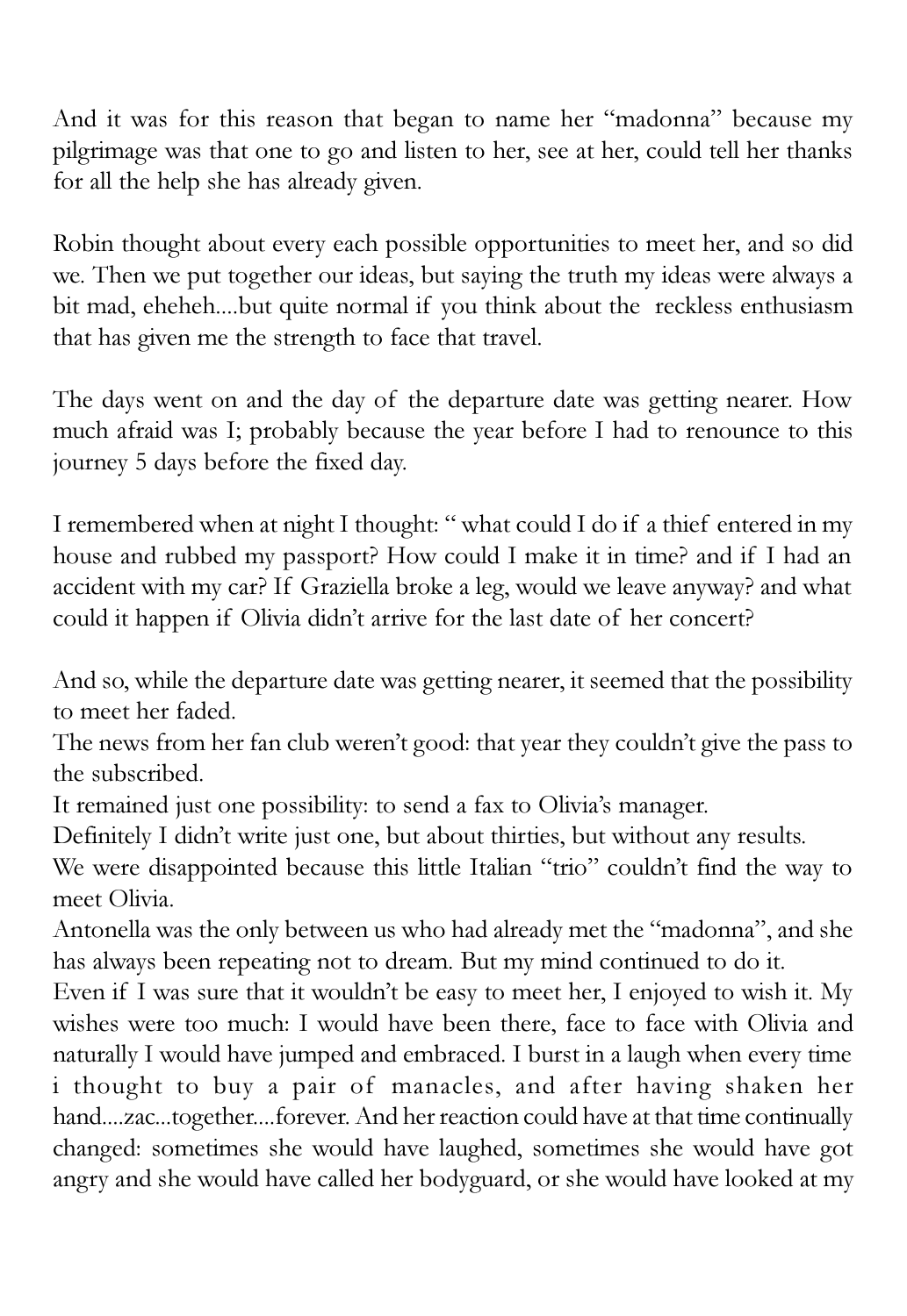And it was for this reason that began to name her "madonna" because my pilgrimage was that one to go and listen to her, see at her, could tell her thanks for all the help she has already given.

Robin thought about every each possible opportunities to meet her, and so did we. Then we put together our ideas, but saying the truth my ideas were always a bit mad, eheheh....but quite normal if you think about the reckless enthusiasm that has given me the strength to face that travel.

The days went on and the day of the departure date was getting nearer. How much afraid was I; probably because the year before I had to renounce to this journey 5 days before the fixed day.

I remembered when at night I thought: " what could I do if a thief entered in my house and rubbed my passport? How could I make it in time? and if I had an accident with my car? If Graziella broke a leg, would we leave anyway? and what could it happen if Olivia didn't arrive for the last date of her concert?

And so, while the departure date was getting nearer, it seemed that the possibility to meet her faded.
The news from her fan club weren't good: that year they couldn't give the pass to the subscribed.
It remained just one possibility: to send a fax to Olivia's manager.
Definitely I didn't write just one, but about thirties, but without any results.
We were disappointed because this little Italian "trio" couldn't find the way to meet Olivia.
Antonella was the only between us who had already met the "madonna", and she has always been repeating not to dream. But my mind continued to do it.
Even if I was sure that it wouldn't be easy to meet her, I enjoyed to wish it. My wishes were too much: I would have been there, face to face with Olivia and naturally I would have jumped and embraced. I burst in a laugh when every time i thought to buy a pair of manacles, and after having shaken her hand....zac...together....forever. And her reaction could have at that time continually changed: sometimes she would have laughed, sometimes she would have got angry and she would have called her bodyguard, or she would have looked at my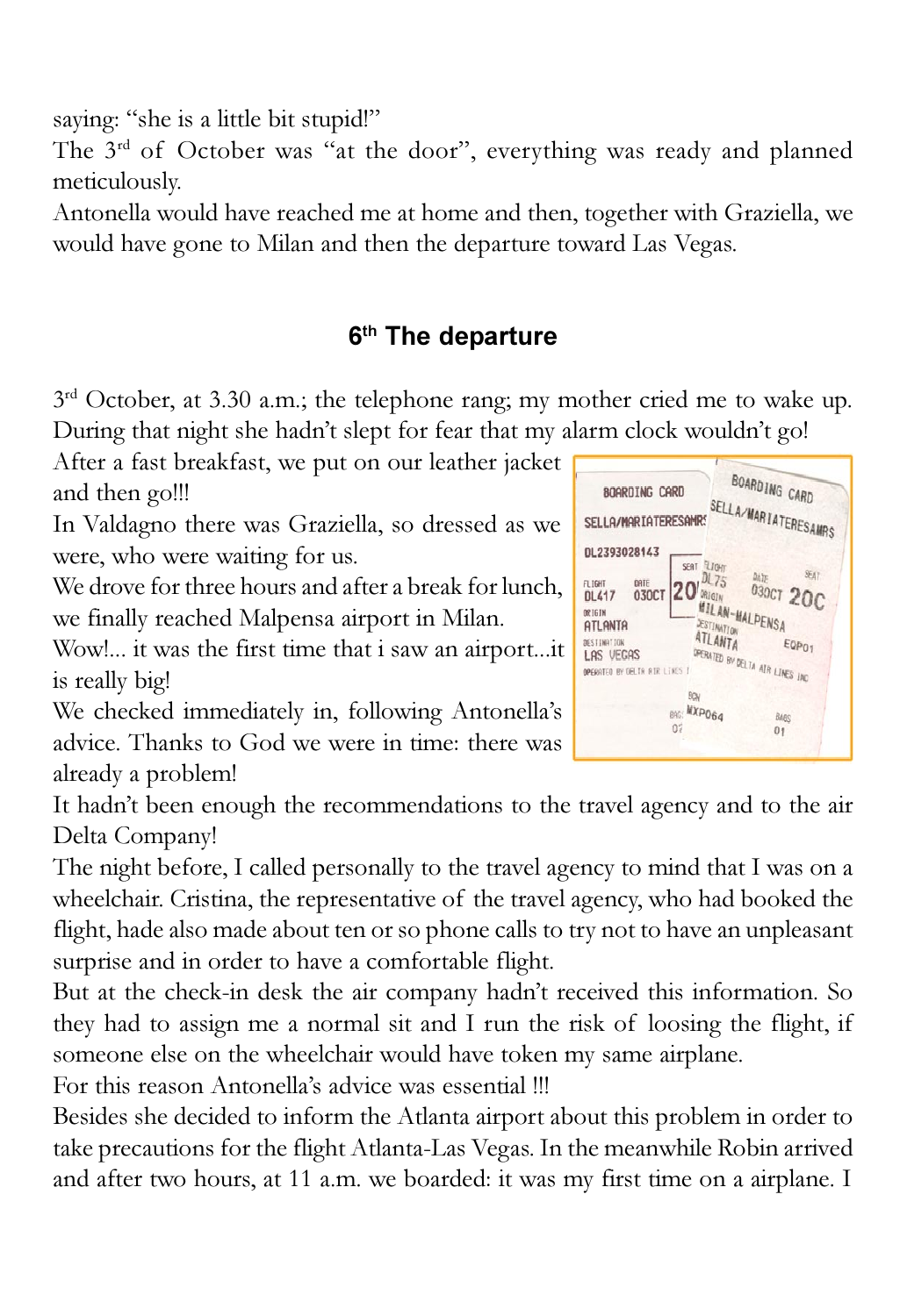saying: "she is a little bit stupid!"

The 3rd of October was "at the door", everything was ready and planned meticulously.

Antonella would have reached me at home and then, together with Graziella, we would have gone to Milan and then the departure toward Las Vegas.

## 6th The departure

3rd October, at 3.30 a.m.; the telephone rang; my mother cried me to wake up. During that night she hadn't slept for fear that my alarm clock wouldn't go!

After a fast breakfast, we put on our leather jacket and then go!!!

In Valdagno there was Graziella, so dressed as we were, who were waiting for us.

We drove for three hours and after a break for lunch, we finally reached Malpensa airport in Milan.

Wow!... it was the first time that i saw an airport...it is really big!

We checked immediately in, following Antonella's advice. Thanks to God we were in time: there was already a problem!

It hadn't been enough the recommendations to the travel agency and to the air Delta Company!

The night before, I called personally to the travel agency to mind that I was on a wheelchair. Cristina, the representative of the travel agency, who had booked the flight, hade also made about ten or so phone calls to try not to have an unpleasant surprise and in order to have a comfortable flight.

But at the check-in desk the air company hadn't received this information. So they had to assign me a normal sit and I run the risk of loosing the flight, if someone else on the wheelchair would have token my same airplane.

For this reason Antonella's advice was essential !!!

Besides she decided to inform the Atlanta airport about this problem in order to take precautions for the flight Atlanta-Las Vegas. In the meanwhile Robin arrived and after two hours, at 11 a.m. we boarded: it was my first time on a airplane. I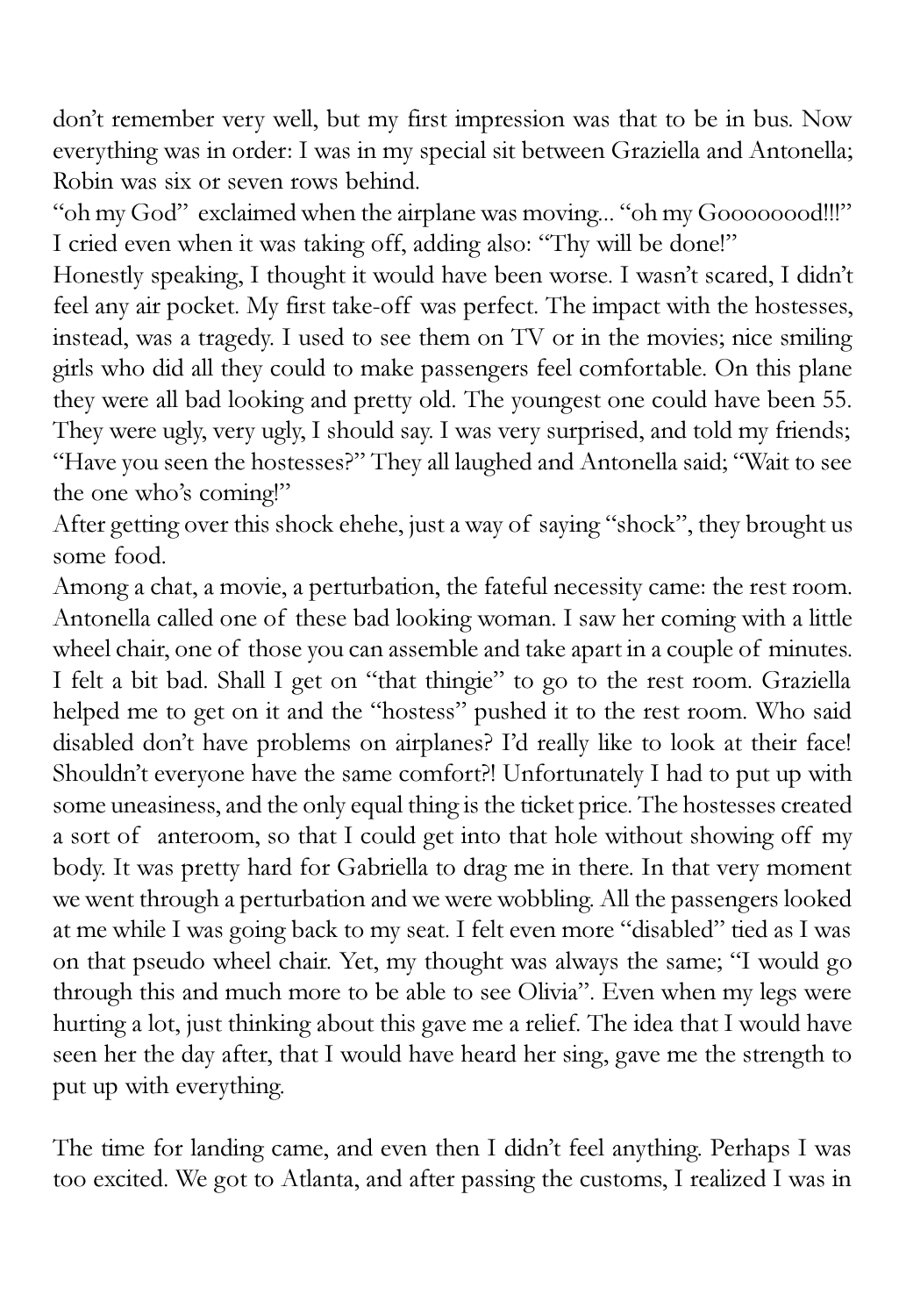don't remember very well, but my first impression was that to be in bus. Now everything was in order: I was in my special sit between Graziella and Antonella; Robin was six or seven rows behind.

"oh my God" exclaimed when the airplane was moving... "oh my Gooooooood!!!" I cried even when it was taking off, adding also: "Thy will be done!"

Honestly speaking, I thought it would have been worse. I wasn't scared, I didn't feel any air pocket. My first take-off was perfect. The impact with the hostesses, instead, was a tragedy. I used to see them on TV or in the movies; nice smiling girls who did all they could to make passengers feel comfortable. On this plane they were all bad looking and pretty old. The youngest one could have been 55. They were ugly, very ugly, I should say. I was very surprised, and told my friends; "Have you seen the hostesses?" They all laughed and Antonella said; "Wait to see the one who's coming!"

After getting over this shock ehehe, just a way of saying "shock", they brought us some food.

Among a chat, a movie, a perturbation, the fateful necessity came: the rest room. Antonella called one of these bad looking woman. I saw her coming with a little wheel chair, one of those you can assemble and take apart in a couple of minutes. I felt a bit bad. Shall I get on "that thingie" to go to the rest room. Graziella helped me to get on it and the "hostess" pushed it to the rest room. Who said disabled don't have problems on airplanes? I'd really like to look at their face! Shouldn't everyone have the same comfort?! Unfortunately I had to put up with some uneasiness, and the only equal thing is the ticket price. The hostesses created a sort of anteroom, so that I could get into that hole without showing off my body. It was pretty hard for Gabriella to drag me in there. In that very moment we went through a perturbation and we were wobbling. All the passengers looked at me while I was going back to my seat. I felt even more "disabled" tied as I was on that pseudo wheel chair. Yet, my thought was always the same; "I would go through this and much more to be able to see Olivia". Even when my legs were hurting a lot, just thinking about this gave me a relief. The idea that I would have seen her the day after, that I would have heard her sing, gave me the strength to put up with everything.

The time for landing came, and even then I didn't feel anything. Perhaps I was too excited. We got to Atlanta, and after passing the customs, I realized I was in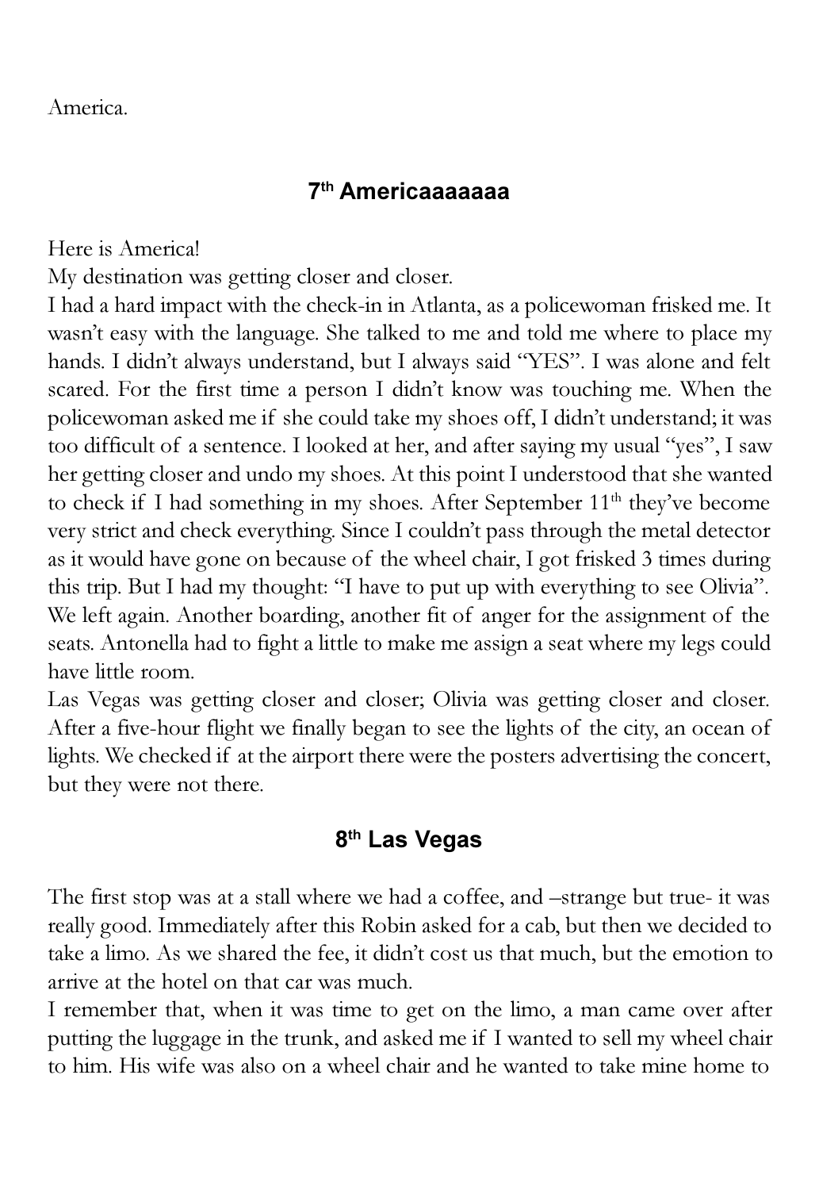America.

## 7th Americaaaaaaa

Here is America!

My destination was getting closer and closer.

I had a hard impact with the check-in in Atlanta, as a policewoman frisked me. It wasn't easy with the language. She talked to me and told me where to place my hands. I didn't always understand, but I always said "YES". I was alone and felt scared. For the first time a person I didn't know was touching me. When the policewoman asked me if she could take my shoes off, I didn't understand; it was too difficult of a sentence. I looked at her, and after saying my usual "yes", I saw her getting closer and undo my shoes. At this point I understood that she wanted to check if I had something in my shoes. After September 11th they've become very strict and check everything. Since I couldn't pass through the metal detector as it would have gone on because of the wheel chair, I got frisked 3 times during this trip. But I had my thought: "I have to put up with everything to see Olivia".

We left again. Another boarding, another fit of anger for the assignment of the seats. Antonella had to fight a little to make me assign a seat where my legs could have little room.

Las Vegas was getting closer and closer; Olivia was getting closer and closer. After a five-hour flight we finally began to see the lights of the city, an ocean of lights. We checked if at the airport there were the posters advertising the concert, but they were not there.

## 8th Las Vegas

The first stop was at a stall where we had a coffee, and –strange but true- it was really good. Immediately after this Robin asked for a cab, but then we decided to take a limo. As we shared the fee, it didn't cost us that much, but the emotion to arrive at the hotel on that car was much.

I remember that, when it was time to get on the limo, a man came over after putting the luggage in the trunk, and asked me if I wanted to sell my wheel chair to him. His wife was also on a wheel chair and he wanted to take mine home to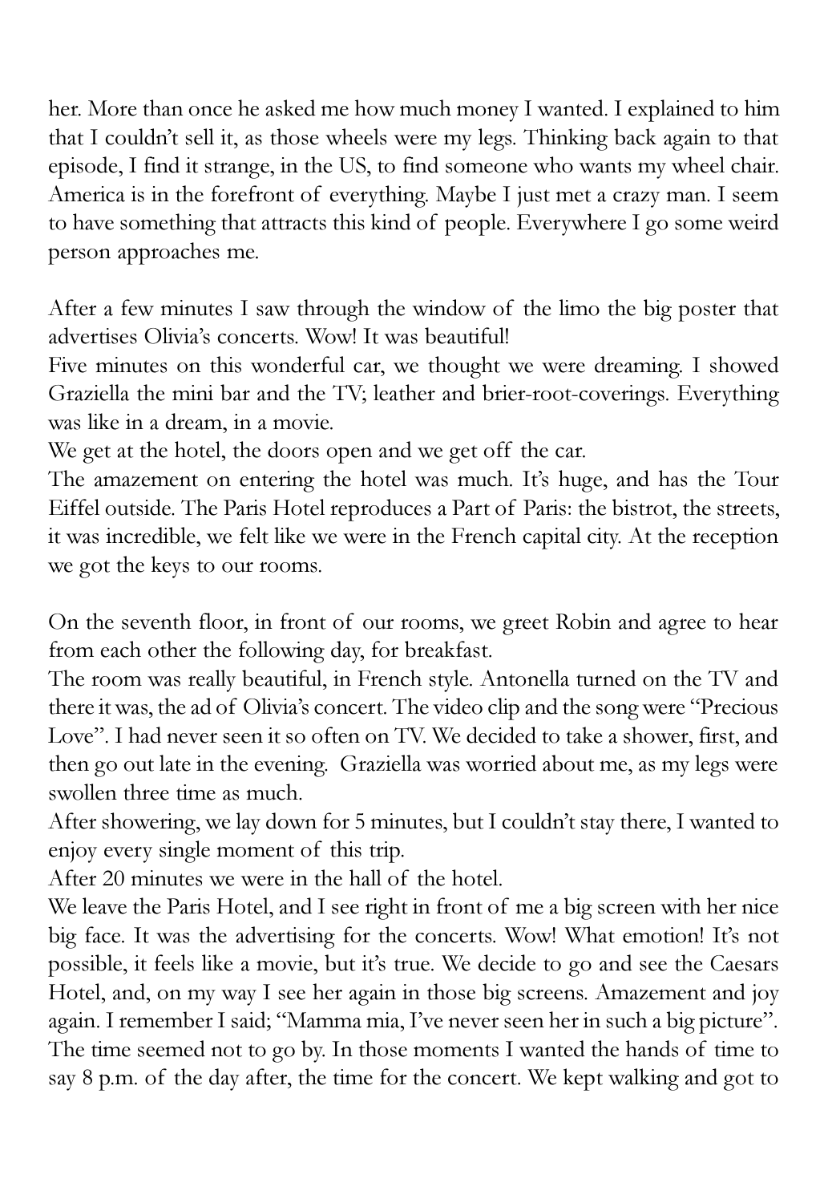her. More than once he asked me how much money I wanted. I explained to him that I couldn't sell it, as those wheels were my legs. Thinking back again to that episode, I find it strange, in the US, to find someone who wants my wheel chair. America is in the forefront of everything. Maybe I just met a crazy man. I seem to have something that attracts this kind of people. Everywhere I go some weird person approaches me.

After a few minutes I saw through the window of the limo the big poster that advertises Olivia's concerts. Wow! It was beautiful!
Five minutes on this wonderful car, we thought we were dreaming. I showed Graziella the mini bar and the TV; leather and brier-root-coverings. Everything was like in a dream, in a movie.
We get at the hotel, the doors open and we get off the car.
The amazement on entering the hotel was much. It's huge, and has the Tour Eiffel outside. The Paris Hotel reproduces a Part of Paris: the bistrot, the streets, it was incredible, we felt like we were in the French capital city. At the reception we got the keys to our rooms.

On the seventh floor, in front of our rooms, we greet Robin and agree to hear from each other the following day, for breakfast.
The room was really beautiful, in French style. Antonella turned on the TV and there it was, the ad of Olivia's concert. The video clip and the song were "Precious Love". I had never seen it so often on TV. We decided to take a shower, first, and then go out late in the evening. Graziella was worried about me, as my legs were swollen three time as much.
After showering, we lay down for 5 minutes, but I couldn't stay there, I wanted to enjoy every single moment of this trip.
After 20 minutes we were in the hall of the hotel.
We leave the Paris Hotel, and I see right in front of me a big screen with her nice big face. It was the advertising for the concerts. Wow! What emotion! It's not possible, it feels like a movie, but it's true. We decide to go and see the Caesars Hotel, and, on my way I see her again in those big screens. Amazement and joy again. I remember I said; "Mamma mia, I've never seen her in such a big picture". The time seemed not to go by. In those moments I wanted the hands of time to say 8 p.m. of the day after, the time for the concert. We kept walking and got to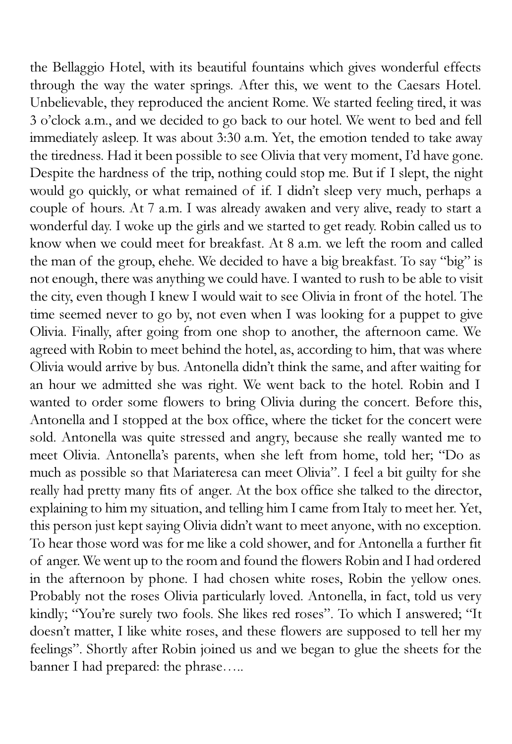the Bellaggio Hotel, with its beautiful fountains which gives wonderful effects through the way the water springs. After this, we went to the Caesars Hotel. Unbelievable, they reproduced the ancient Rome. We started feeling tired, it was 3 o'clock a.m., and we decided to go back to our hotel. We went to bed and fell immediately asleep. It was about 3:30 a.m. Yet, the emotion tended to take away the tiredness. Had it been possible to see Olivia that very moment, I'd have gone. Despite the hardness of the trip, nothing could stop me. But if I slept, the night would go quickly, or what remained of if. I didn't sleep very much, perhaps a couple of hours. At 7 a.m. I was already awaken and very alive, ready to start a wonderful day. I woke up the girls and we started to get ready. Robin called us to know when we could meet for breakfast. At 8 a.m. we left the room and called the man of the group, ehehe. We decided to have a big breakfast. To say "big" is not enough, there was anything we could have. I wanted to rush to be able to visit the city, even though I knew I would wait to see Olivia in front of the hotel. The time seemed never to go by, not even when I was looking for a puppet to give Olivia. Finally, after going from one shop to another, the afternoon came. We agreed with Robin to meet behind the hotel, as, according to him, that was where Olivia would arrive by bus. Antonella didn't think the same, and after waiting for an hour we admitted she was right. We went back to the hotel. Robin and I wanted to order some flowers to bring Olivia during the concert. Before this, Antonella and I stopped at the box office, where the ticket for the concert were sold. Antonella was quite stressed and angry, because she really wanted me to meet Olivia. Antonella's parents, when she left from home, told her; "Do as much as possible so that Mariateresa can meet Olivia". I feel a bit guilty for she really had pretty many fits of anger. At the box office she talked to the director, explaining to him my situation, and telling him I came from Italy to meet her. Yet, this person just kept saying Olivia didn't want to meet anyone, with no exception. To hear those word was for me like a cold shower, and for Antonella a further fit of anger. We went up to the room and found the flowers Robin and I had ordered in the afternoon by phone. I had chosen white roses, Robin the yellow ones. Probably not the roses Olivia particularly loved. Antonella, in fact, told us very kindly; "You're surely two fools. She likes red roses". To which I answered; "It doesn't matter, I like white roses, and these flowers are supposed to tell her my feelings". Shortly after Robin joined us and we began to glue the sheets for the banner I had prepared: the phrase…..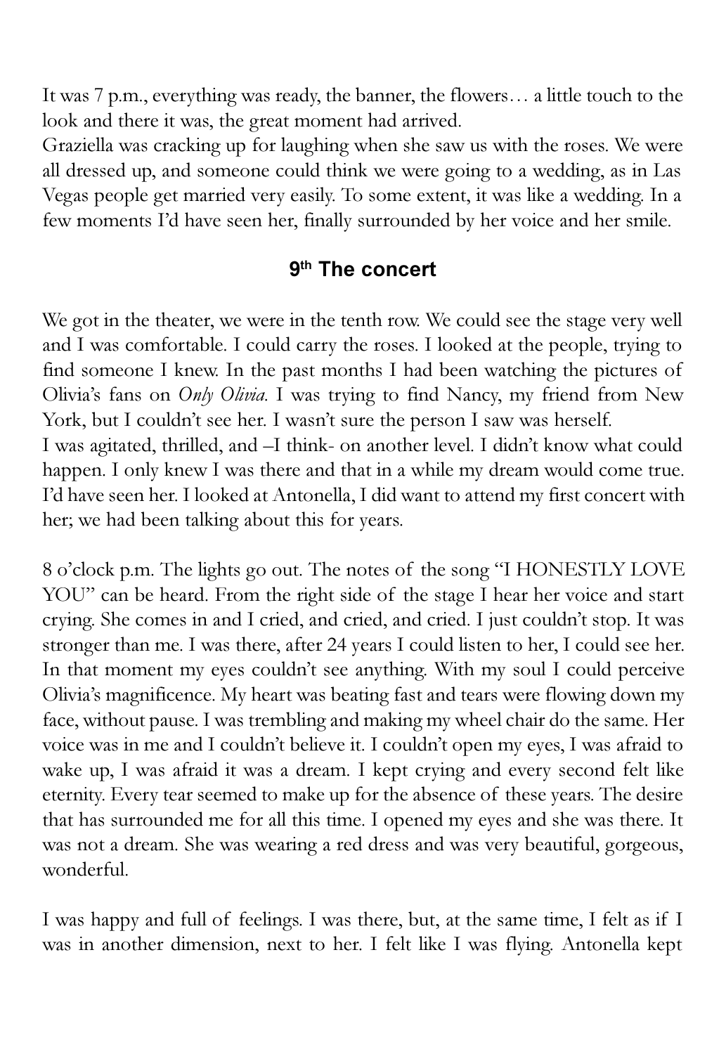It was 7 p.m., everything was ready, the banner, the flowers… a little touch to the look and there it was, the great moment had arrived.
Graziella was cracking up for laughing when she saw us with the roses. We were all dressed up, and someone could think we were going to a wedding, as in Las Vegas people get married very easily. To some extent, it was like a wedding. In a few moments I'd have seen her, finally surrounded by her voice and her smile.

## 9th The concert

We got in the theater, we were in the tenth row. We could see the stage very well and I was comfortable. I could carry the roses. I looked at the people, trying to find someone I knew. In the past months I had been watching the pictures of Olivia's fans on *Only Olivia*. I was trying to find Nancy, my friend from New York, but I couldn't see her. I wasn't sure the person I saw was herself.
I was agitated, thrilled, and –I think- on another level. I didn't know what could happen. I only knew I was there and that in a while my dream would come true. I'd have seen her. I looked at Antonella, I did want to attend my first concert with her; we had been talking about this for years.

8 o'clock p.m. The lights go out. The notes of the song "I HONESTLY LOVE YOU" can be heard. From the right side of the stage I hear her voice and start crying. She comes in and I cried, and cried, and cried. I just couldn't stop. It was stronger than me. I was there, after 24 years I could listen to her, I could see her. In that moment my eyes couldn't see anything. With my soul I could perceive Olivia's magnificence. My heart was beating fast and tears were flowing down my face, without pause. I was trembling and making my wheel chair do the same. Her voice was in me and I couldn't believe it. I couldn't open my eyes, I was afraid to wake up, I was afraid it was a dream. I kept crying and every second felt like eternity. Every tear seemed to make up for the absence of these years. The desire that has surrounded me for all this time. I opened my eyes and she was there. It was not a dream. She was wearing a red dress and was very beautiful, gorgeous, wonderful.

I was happy and full of feelings. I was there, but, at the same time, I felt as if I was in another dimension, next to her. I felt like I was flying. Antonella kept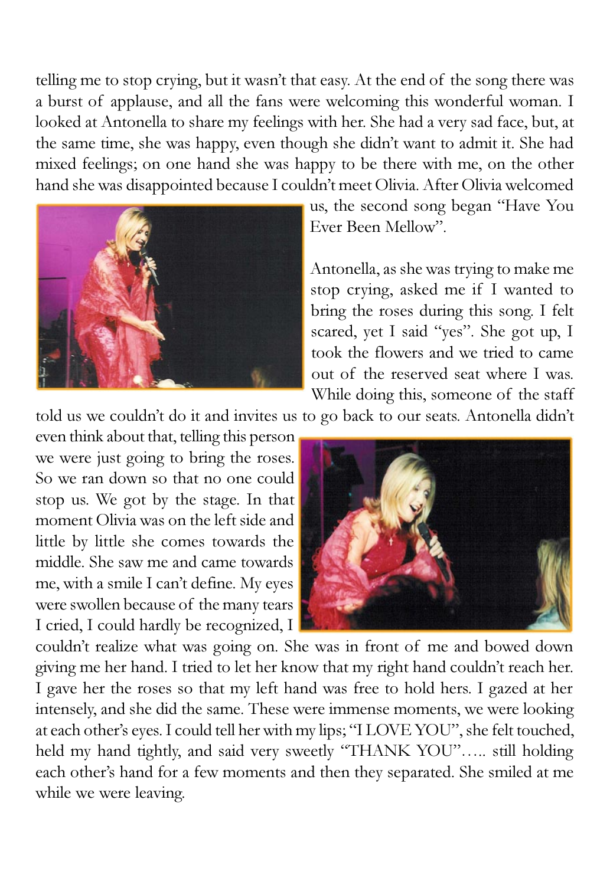telling me to stop crying, but it wasn't that easy. At the end of the song there was a burst of applause, and all the fans were welcoming this wonderful woman. I looked at Antonella to share my feelings with her. She had a very sad face, but, at the same time, she was happy, even though she didn't want to admit it. She had mixed feelings; on one hand she was happy to be there with me, on the other hand she was disappointed because I couldn't meet Olivia. After Olivia welcomed us, the second song began "Have You Ever Been Mellow".

Antonella, as she was trying to make me stop crying, asked me if I wanted to bring the roses during this song. I felt scared, yet I said "yes". She got up, I took the flowers and we tried to came out of the reserved seat where I was. While doing this, someone of the staff told us we couldn't do it and invites us to go back to our seats. Antonella didn't even think about that, telling this person we were just going to bring the roses. So we ran down so that no one could stop us. We got by the stage. In that moment Olivia was on the left side and little by little she comes towards the middle. She saw me and came towards me, with a smile I can't define. My eyes were swollen because of the many tears I cried, I could hardly be recognized, I couldn't realize what was going on. She was in front of me and bowed down giving me her hand. I tried to let her know that my right hand couldn't reach her. I gave her the roses so that my left hand was free to hold hers. I gazed at her intensely, and she did the same. These were immense moments, we were looking at each other's eyes. I could tell her with my lips; "I LOVE YOU", she felt touched, held my hand tightly, and said very sweetly "THANK YOU"….. still holding each other's hand for a few moments and then they separated. She smiled at me while we were leaving.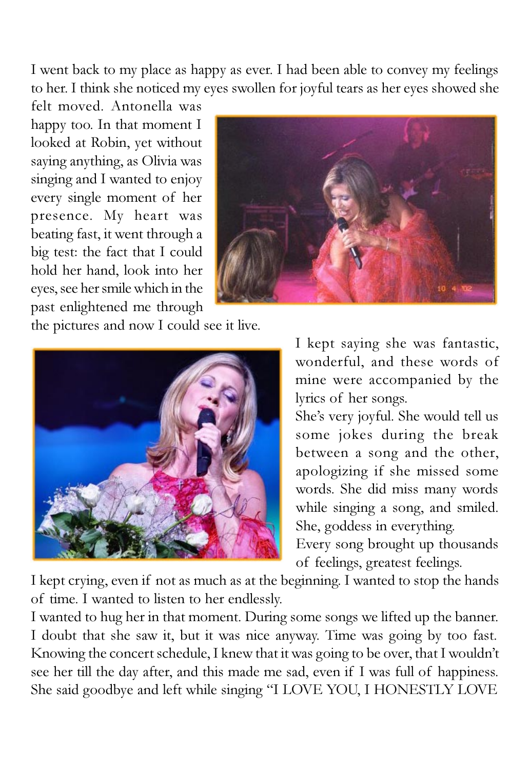I went back to my place as happy as ever. I had been able to convey my feelings to her. I think she noticed my eyes swollen for joyful tears as her eyes showed she felt moved. Antonella was happy too. In that moment I looked at Robin, yet without saying anything, as Olivia was singing and I wanted to enjoy every single moment of her presence. My heart was beating fast, it went through a big test: the fact that I could hold her hand, look into her eyes, see her smile which in the past enlightened me through the pictures and now I could see it live.

I kept saying she was fantastic, wonderful, and these words of mine were accompanied by the lyrics of her songs.

She's very joyful. She would tell us some jokes during the break between a song and the other, apologizing if she missed some words. She did miss many words while singing a song, and smiled. She, goddess in everything.

Every song brought up thousands of feelings, greatest feelings.

I kept crying, even if not as much as at the beginning. I wanted to stop the hands of time. I wanted to listen to her endlessly.

I wanted to hug her in that moment. During some songs we lifted up the banner. I doubt that she saw it, but it was nice anyway. Time was going by too fast. Knowing the concert schedule, I knew that it was going to be over, that I wouldn't see her till the day after, and this made me sad, even if I was full of happiness. She said goodbye and left while singing "I LOVE YOU, I HONESTLY LOVE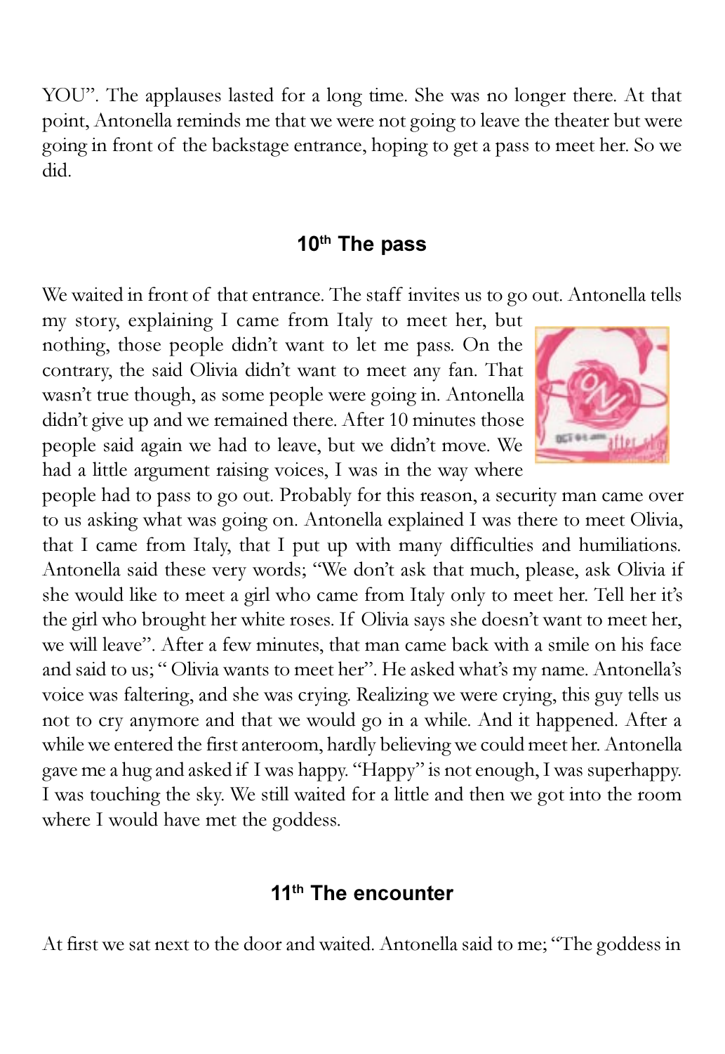YOU". The applauses lasted for a long time. She was no longer there. At that point, Antonella reminds me that we were not going to leave the theater but were going in front of the backstage entrance, hoping to get a pass to meet her. So we did.

## 10th The pass

We waited in front of that entrance. The staff invites us to go out. Antonella tells my story, explaining I came from Italy to meet her, but nothing, those people didn't want to let me pass. On the contrary, the said Olivia didn't want to meet any fan. That wasn't true though, as some people were going in. Antonella didn't give up and we remained there. After 10 minutes those people said again we had to leave, but we didn't move. We had a little argument raising voices, I was in the way where people had to pass to go out. Probably for this reason, a security man came over to us asking what was going on. Antonella explained I was there to meet Olivia, that I came from Italy, that I put up with many difficulties and humiliations. Antonella said these very words; "We don't ask that much, please, ask Olivia if she would like to meet a girl who came from Italy only to meet her. Tell her it's the girl who brought her white roses. If Olivia says she doesn't want to meet her, we will leave". After a few minutes, that man came back with a smile on his face and said to us; " Olivia wants to meet her". He asked what's my name. Antonella's voice was faltering, and she was crying. Realizing we were crying, this guy tells us not to cry anymore and that we would go in a while. And it happened. After a while we entered the first anteroom, hardly believing we could meet her. Antonella gave me a hug and asked if I was happy. "Happy" is not enough, I was superhappy. I was touching the sky. We still waited for a little and then we got into the room where I would have met the goddess.

## 11th The encounter

At first we sat next to the door and waited. Antonella said to me; "The goddess in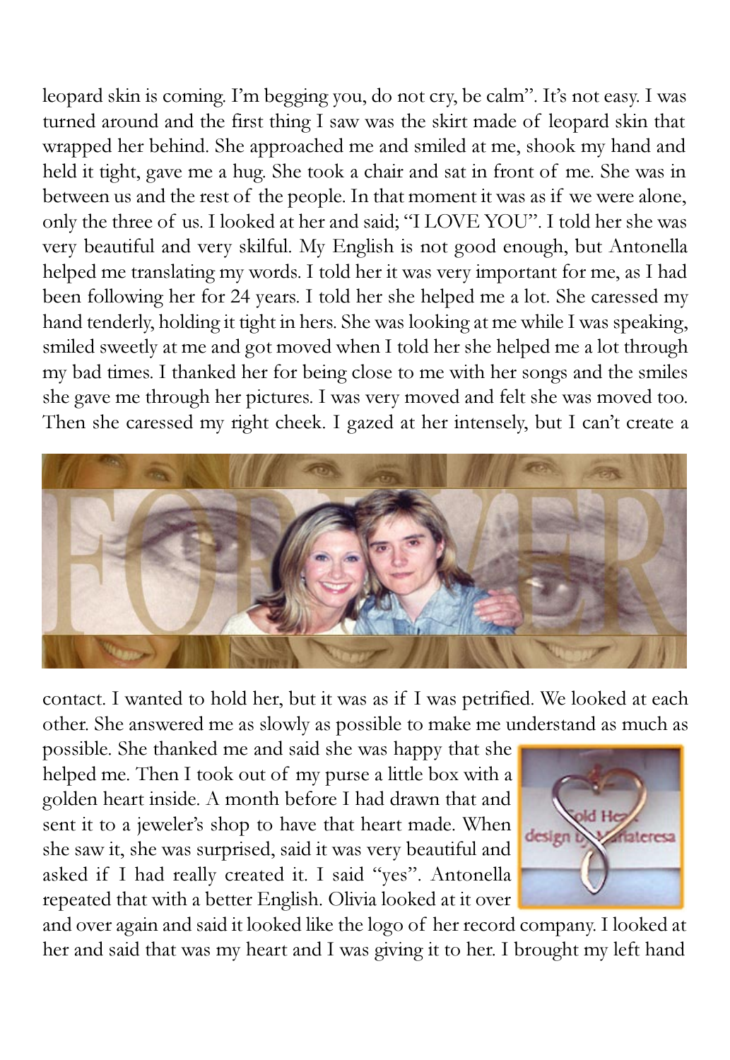leopard skin is coming. I'm begging you, do not cry, be calm". It's not easy. I was turned around and the first thing I saw was the skirt made of leopard skin that wrapped her behind. She approached me and smiled at me, shook my hand and held it tight, gave me a hug. She took a chair and sat in front of me. She was in between us and the rest of the people. In that moment it was as if we were alone, only the three of us. I looked at her and said; "I LOVE YOU". I told her she was very beautiful and very skilful. My English is not good enough, but Antonella helped me translating my words. I told her it was very important for me, as I had been following her for 24 years. I told her she helped me a lot. She caressed my hand tenderly, holding it tight in hers. She was looking at me while I was speaking, smiled sweetly at me and got moved when I told her she helped me a lot through my bad times. I thanked her for being close to me with her songs and the smiles she gave me through her pictures. I was very moved and felt she was moved too. Then she caressed my right cheek. I gazed at her intensely, but I can't create a contact. I wanted to hold her, but it was as if I was petrified. We looked at each other. She answered me as slowly as possible to make me understand as much as possible. She thanked me and said she was happy that she helped me. Then I took out of my purse a little box with a golden heart inside. A month before I had drawn that and sent it to a jeweler's shop to have that heart made. When she saw it, she was surprised, said it was very beautiful and asked if I had really created it. I said "yes". Antonella repeated that with a better English. Olivia looked at it over and over again and said it looked like the logo of her record company. I looked at her and said that was my heart and I was giving it to her. I brought my left hand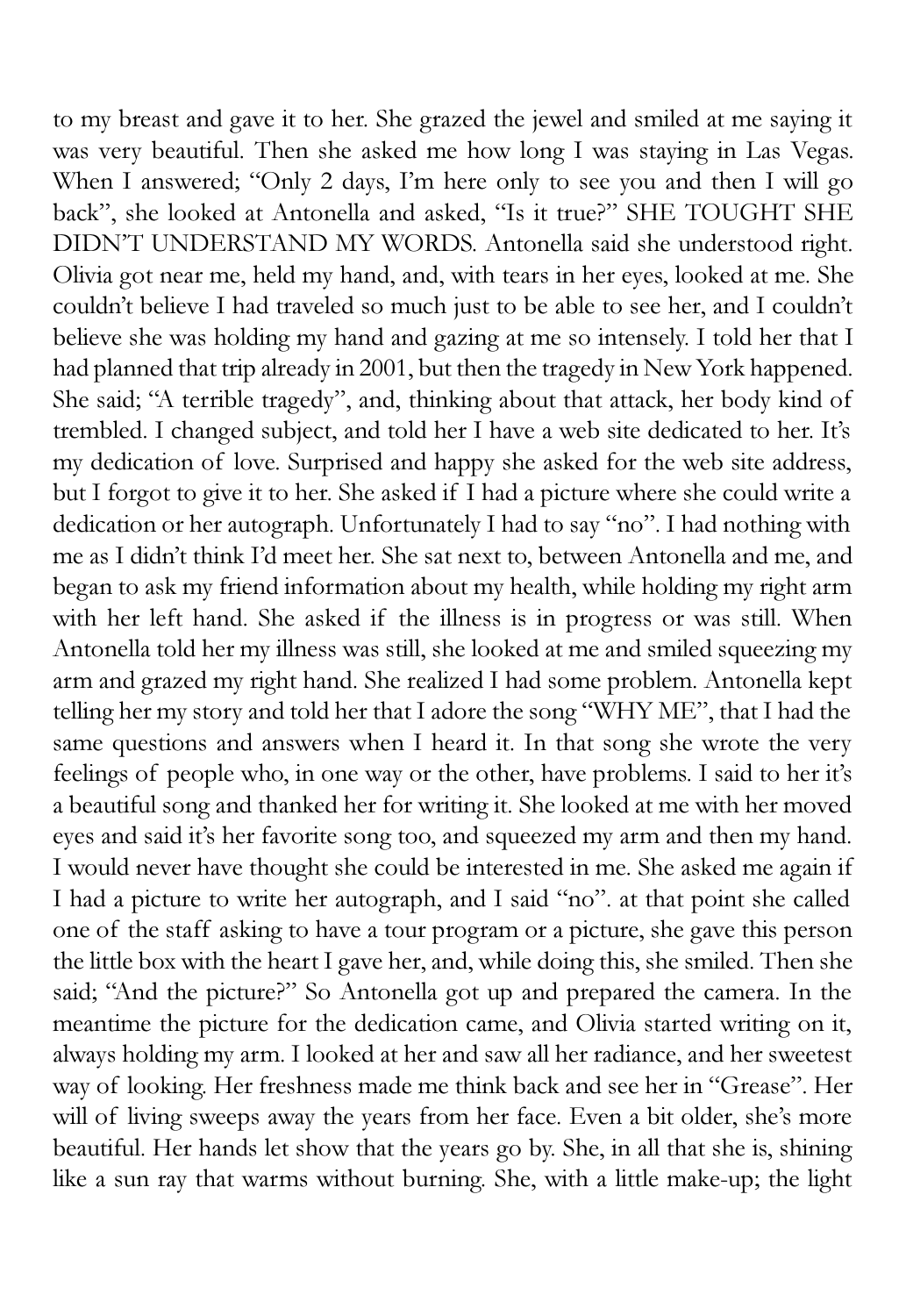to my breast and gave it to her. She grazed the jewel and smiled at me saying it was very beautiful. Then she asked me how long I was staying in Las Vegas. When I answered; "Only 2 days, I'm here only to see you and then I will go back", she looked at Antonella and asked, "Is it true?" SHE TOUGHT SHE DIDN'T UNDERSTAND MY WORDS. Antonella said she understood right. Olivia got near me, held my hand, and, with tears in her eyes, looked at me. She couldn't believe I had traveled so much just to be able to see her, and I couldn't believe she was holding my hand and gazing at me so intensely. I told her that I had planned that trip already in 2001, but then the tragedy in New York happened. She said; "A terrible tragedy", and, thinking about that attack, her body kind of trembled. I changed subject, and told her I have a web site dedicated to her. It's my dedication of love. Surprised and happy she asked for the web site address, but I forgot to give it to her. She asked if I had a picture where she could write a dedication or her autograph. Unfortunately I had to say "no". I had nothing with me as I didn't think I'd meet her. She sat next to, between Antonella and me, and began to ask my friend information about my health, while holding my right arm with her left hand. She asked if the illness is in progress or was still. When Antonella told her my illness was still, she looked at me and smiled squeezing my arm and grazed my right hand. She realized I had some problem. Antonella kept telling her my story and told her that I adore the song "WHY ME", that I had the same questions and answers when I heard it. In that song she wrote the very feelings of people who, in one way or the other, have problems. I said to her it's a beautiful song and thanked her for writing it. She looked at me with her moved eyes and said it's her favorite song too, and squeezed my arm and then my hand. I would never have thought she could be interested in me. She asked me again if I had a picture to write her autograph, and I said "no". at that point she called one of the staff asking to have a tour program or a picture, she gave this person the little box with the heart I gave her, and, while doing this, she smiled. Then she said; "And the picture?" So Antonella got up and prepared the camera. In the meantime the picture for the dedication came, and Olivia started writing on it, always holding my arm. I looked at her and saw all her radiance, and her sweetest way of looking. Her freshness made me think back and see her in "Grease". Her will of living sweeps away the years from her face. Even a bit older, she's more beautiful. Her hands let show that the years go by. She, in all that she is, shining like a sun ray that warms without burning. She, with a little make-up; the light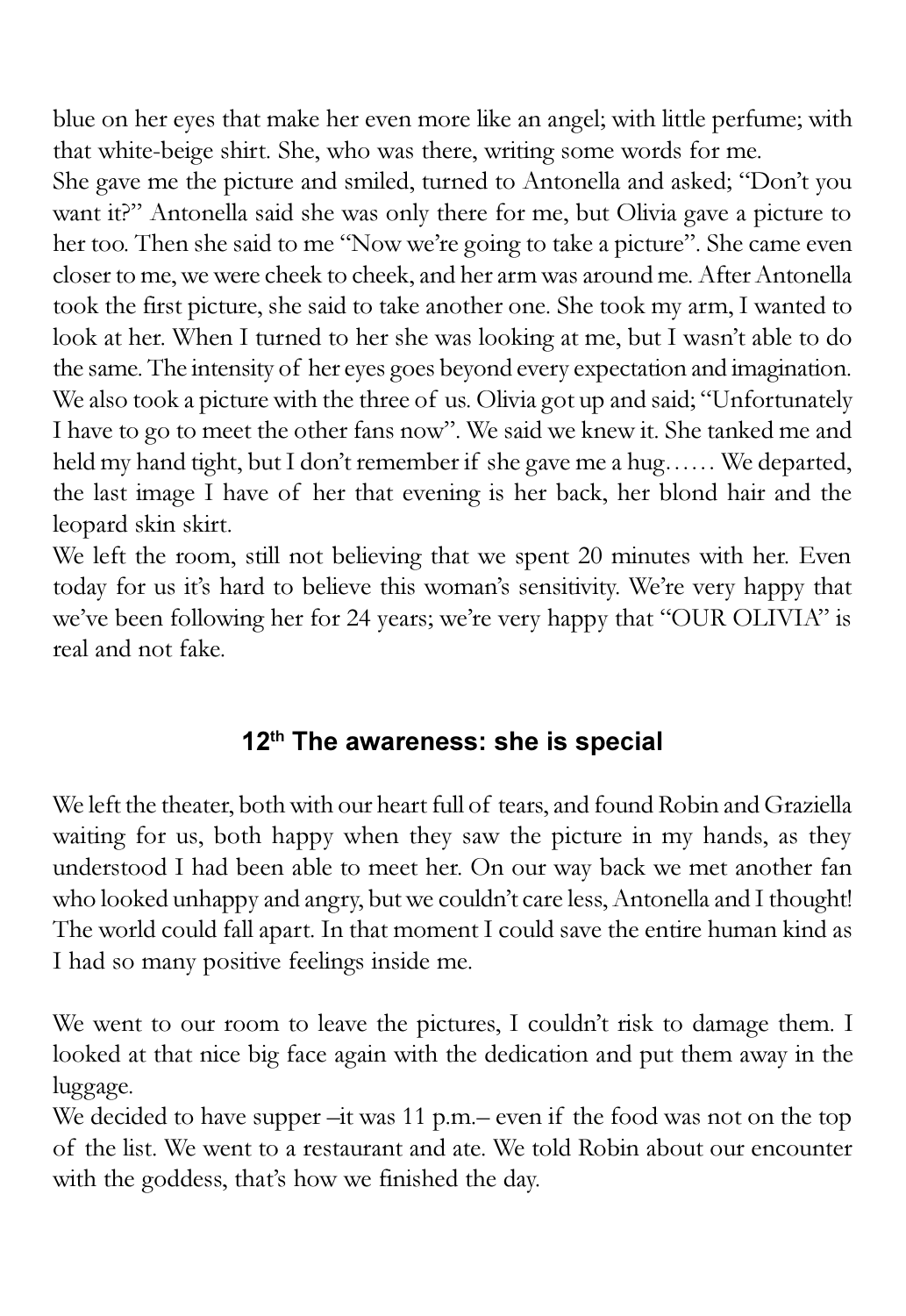blue on her eyes that make her even more like an angel; with little perfume; with that white-beige shirt. She, who was there, writing some words for me.
She gave me the picture and smiled, turned to Antonella and asked; "Don't you want it?" Antonella said she was only there for me, but Olivia gave a picture to her too. Then she said to me "Now we're going to take a picture". She came even closer to me, we were cheek to cheek, and her arm was around me. After Antonella took the first picture, she said to take another one. She took my arm, I wanted to look at her. When I turned to her she was looking at me, but I wasn't able to do the same. The intensity of her eyes goes beyond every expectation and imagination. We also took a picture with the three of us. Olivia got up and said; "Unfortunately I have to go to meet the other fans now". We said we knew it. She tanked me and held my hand tight, but I don't remember if she gave me a hug…… We departed, the last image I have of her that evening is her back, her blond hair and the leopard skin skirt.
We left the room, still not believing that we spent 20 minutes with her. Even today for us it's hard to believe this woman's sensitivity. We're very happy that we've been following her for 24 years; we're very happy that "OUR OLIVIA" is real and not fake.

## 12th The awareness: she is special

We left the theater, both with our heart full of tears, and found Robin and Graziella waiting for us, both happy when they saw the picture in my hands, as they understood I had been able to meet her. On our way back we met another fan who looked unhappy and angry, but we couldn't care less, Antonella and I thought! The world could fall apart. In that moment I could save the entire human kind as I had so many positive feelings inside me.

We went to our room to leave the pictures, I couldn't risk to damage them. I looked at that nice big face again with the dedication and put them away in the luggage.
We decided to have supper –it was 11 p.m.– even if the food was not on the top of the list. We went to a restaurant and ate. We told Robin about our encounter with the goddess, that's how we finished the day.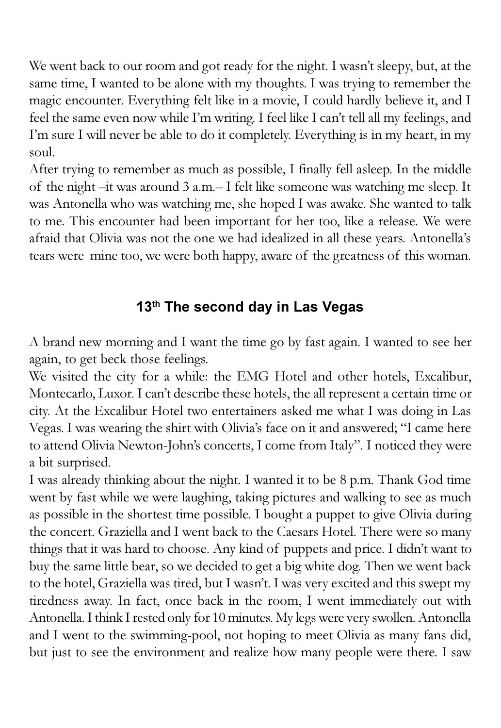We went back to our room and got ready for the night. I wasn't sleepy, but, at the same time, I wanted to be alone with my thoughts. I was trying to remember the magic encounter. Everything felt like in a movie, I could hardly believe it, and I feel the same even now while I'm writing. I feel like I can't tell all my feelings, and I'm sure I will never be able to do it completely. Everything is in my heart, in my soul.
After trying to remember as much as possible, I finally fell asleep. In the middle of the night –it was around 3 a.m.– I felt like someone was watching me sleep. It was Antonella who was watching me, she hoped I was awake. She wanted to talk to me. This encounter had been important for her too, like a release. We were afraid that Olivia was not the one we had idealized in all these years. Antonella's tears were mine too, we were both happy, aware of the greatness of this woman.

### 13th The second day in Las Vegas

A brand new morning and I want the time go by fast again. I wanted to see her again, to get beck those feelings.
We visited the city for a while: the EMG Hotel and other hotels, Excalibur, Montecarlo, Luxor. I can't describe these hotels, the all represent a certain time or city. At the Excalibur Hotel two entertainers asked me what I was doing in Las Vegas. I was wearing the shirt with Olivia's face on it and answered; "I came here to attend Olivia Newton-John's concerts, I come from Italy". I noticed they were a bit surprised.
I was already thinking about the night. I wanted it to be 8 p.m. Thank God time went by fast while we were laughing, taking pictures and walking to see as much as possible in the shortest time possible. I bought a puppet to give Olivia during the concert. Graziella and I went back to the Caesars Hotel. There were so many things that it was hard to choose. Any kind of puppets and price. I didn't want to buy the same little bear, so we decided to get a big white dog. Then we went back to the hotel, Graziella was tired, but I wasn't. I was very excited and this swept my tiredness away. In fact, once back in the room, I went immediately out with Antonella. I think I rested only for 10 minutes. My legs were very swollen. Antonella and I went to the swimming-pool, not hoping to meet Olivia as many fans did, but just to see the environment and realize how many people were there. I saw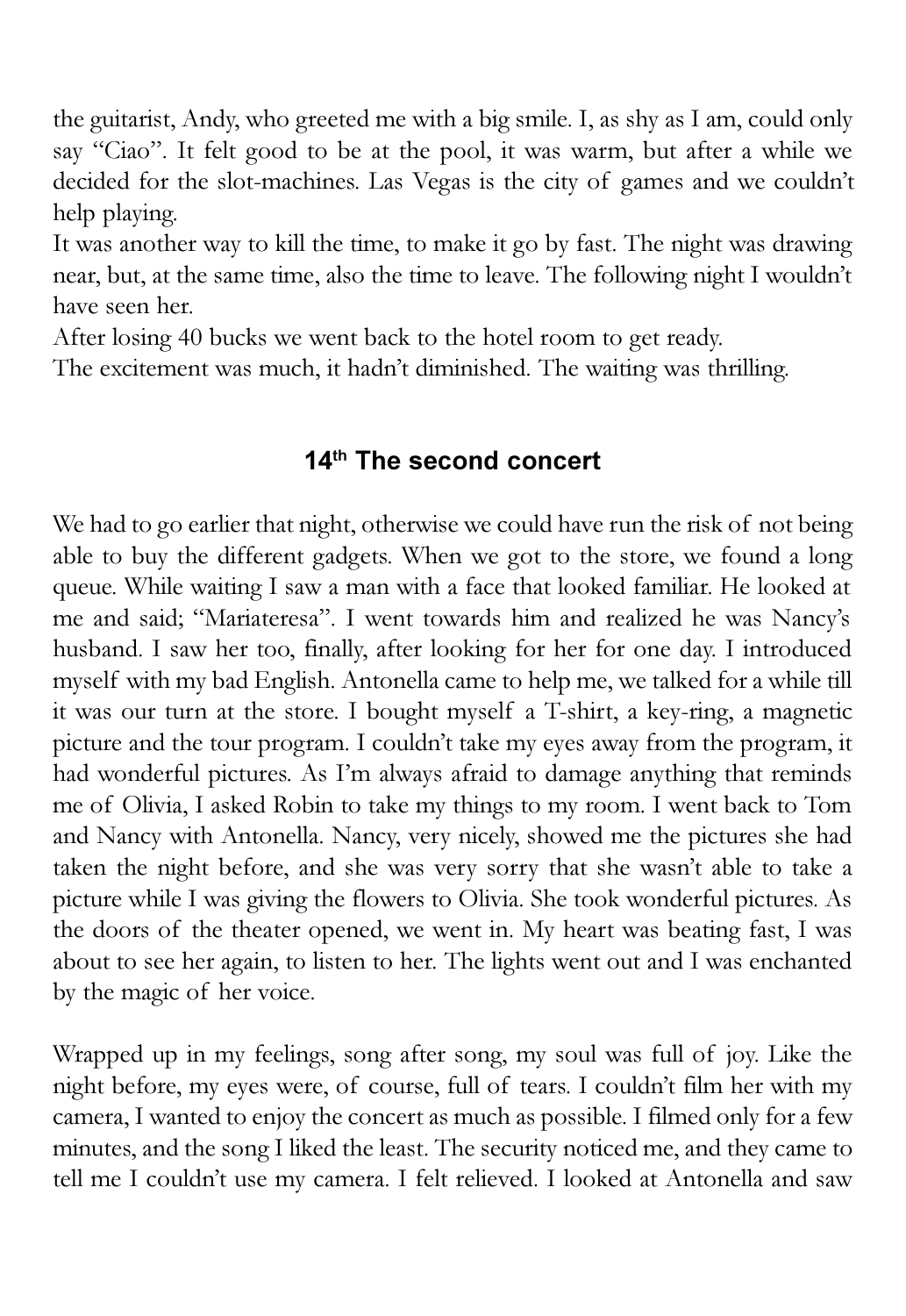the guitarist, Andy, who greeted me with a big smile. I, as shy as I am, could only say "Ciao". It felt good to be at the pool, it was warm, but after a while we decided for the slot-machines. Las Vegas is the city of games and we couldn't help playing.
It was another way to kill the time, to make it go by fast. The night was drawing near, but, at the same time, also the time to leave. The following night I wouldn't have seen her.
After losing 40 bucks we went back to the hotel room to get ready.
The excitement was much, it hadn't diminished. The waiting was thrilling.

### 14th The second concert

We had to go earlier that night, otherwise we could have run the risk of not being able to buy the different gadgets. When we got to the store, we found a long queue. While waiting I saw a man with a face that looked familiar. He looked at me and said; "Mariateresa". I went towards him and realized he was Nancy's husband. I saw her too, finally, after looking for her for one day. I introduced myself with my bad English. Antonella came to help me, we talked for a while till it was our turn at the store. I bought myself a T-shirt, a key-ring, a magnetic picture and the tour program. I couldn't take my eyes away from the program, it had wonderful pictures. As I'm always afraid to damage anything that reminds me of Olivia, I asked Robin to take my things to my room. I went back to Tom and Nancy with Antonella. Nancy, very nicely, showed me the pictures she had taken the night before, and she was very sorry that she wasn't able to take a picture while I was giving the flowers to Olivia. She took wonderful pictures. As the doors of the theater opened, we went in. My heart was beating fast, I was about to see her again, to listen to her. The lights went out and I was enchanted by the magic of her voice.

Wrapped up in my feelings, song after song, my soul was full of joy. Like the night before, my eyes were, of course, full of tears. I couldn't film her with my camera, I wanted to enjoy the concert as much as possible. I filmed only for a few minutes, and the song I liked the least. The security noticed me, and they came to tell me I couldn't use my camera. I felt relieved. I looked at Antonella and saw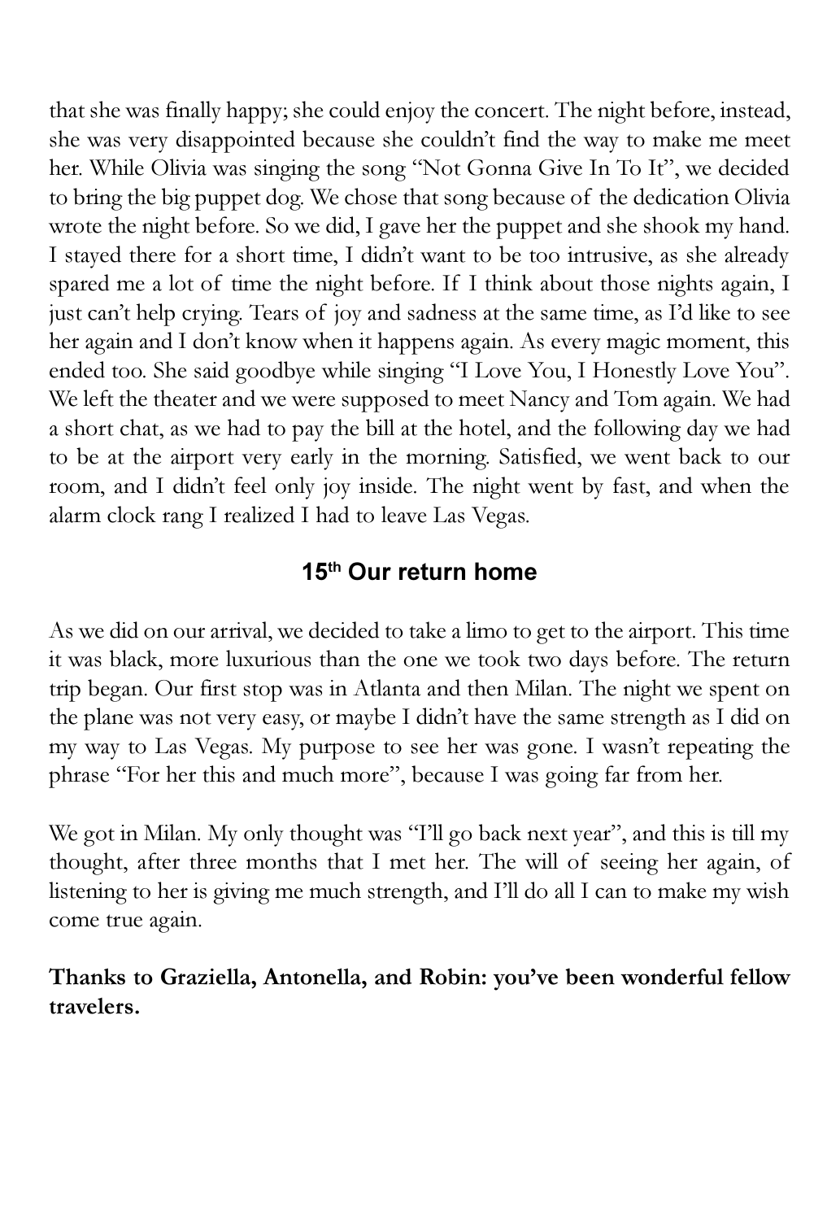that she was finally happy; she could enjoy the concert. The night before, instead, she was very disappointed because she couldn't find the way to make me meet her. While Olivia was singing the song "Not Gonna Give In To It", we decided to bring the big puppet dog. We chose that song because of the dedication Olivia wrote the night before. So we did, I gave her the puppet and she shook my hand. I stayed there for a short time, I didn't want to be too intrusive, as she already spared me a lot of time the night before. If I think about those nights again, I just can't help crying. Tears of joy and sadness at the same time, as I'd like to see her again and I don't know when it happens again. As every magic moment, this ended too. She said goodbye while singing "I Love You, I Honestly Love You". We left the theater and we were supposed to meet Nancy and Tom again. We had a short chat, as we had to pay the bill at the hotel, and the following day we had to be at the airport very early in the morning. Satisfied, we went back to our room, and I didn't feel only joy inside. The night went by fast, and when the alarm clock rang I realized I had to leave Las Vegas.

## 15th Our return home

As we did on our arrival, we decided to take a limo to get to the airport. This time it was black, more luxurious than the one we took two days before. The return trip began. Our first stop was in Atlanta and then Milan. The night we spent on the plane was not very easy, or maybe I didn't have the same strength as I did on my way to Las Vegas. My purpose to see her was gone. I wasn't repeating the phrase "For her this and much more", because I was going far from her.

We got in Milan. My only thought was "I'll go back next year", and this is till my thought, after three months that I met her. The will of seeing her again, of listening to her is giving me much strength, and I'll do all I can to make my wish come true again.

**Thanks to Graziella, Antonella, and Robin: you've been wonderful fellow travelers.**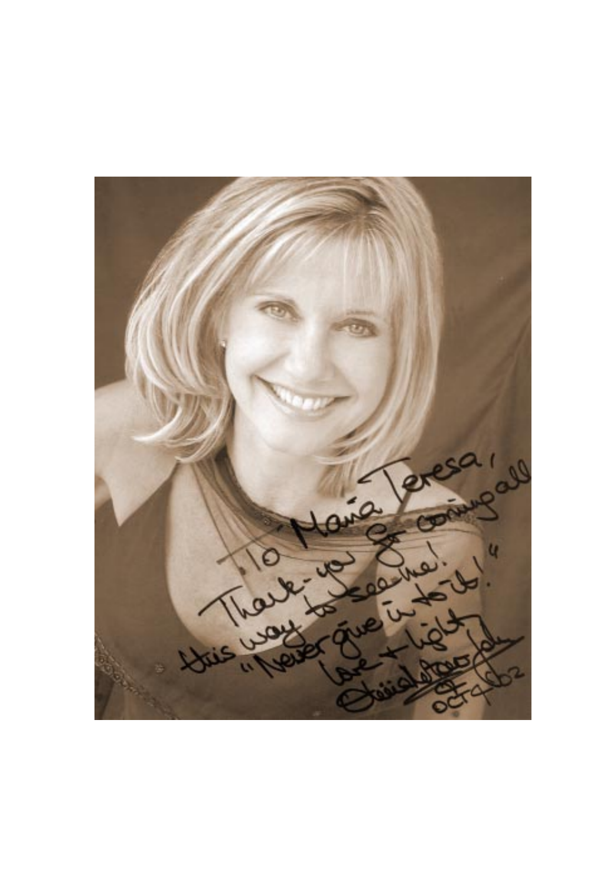To Maria Teresa,
Thank-you for coming all this way to see me!
"Never give in to it!"
love + light
Olivia Newton-John
OCT 4 '02